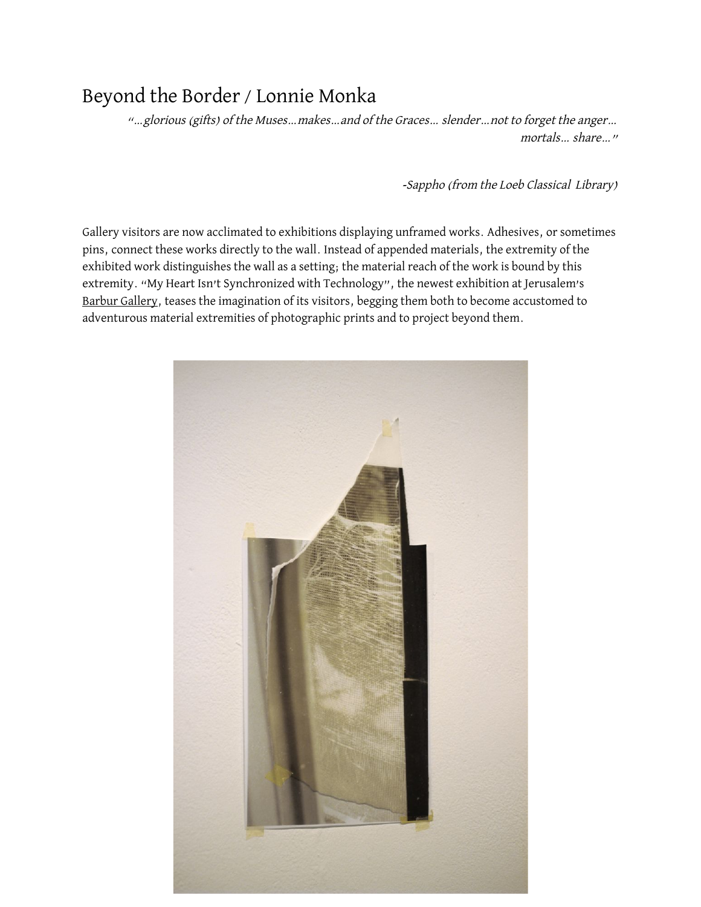# Beyond the Border / Lonnie Monka

*"…glorious (gifts) of the Muses…makes…and of the Graces… slender…not to forget the anger… mortals… share…"*

*-Sappho (from the Loeb Classical Library)*

Gallery visitors are now acclimated to exhibitions displaying unframed works. Adhesives, or sometimes pins, connect these works directly to the wall. Instead of appended materials, the extremity of the exhibited work distinguishes the wall as a setting; the material reach of the work is bound by this extremity. "My Heart Isn't Synchronized with Technology", the newest exhibition at Jerusalem's Barbur Gallery, teases the imagination of its visitors, begging them both to become accustomed to adventurous material extremities of photographic prints and to project beyond them.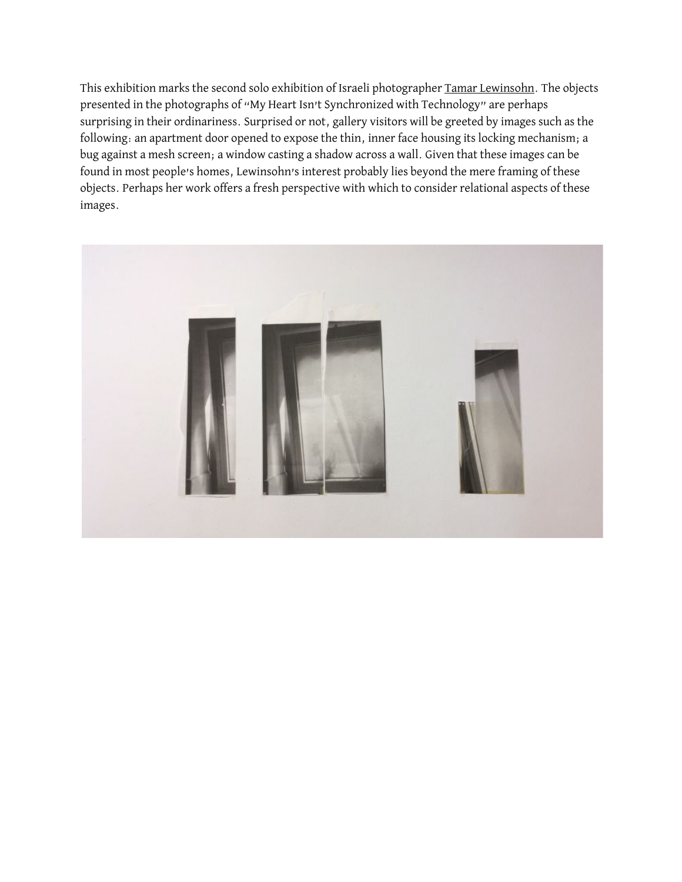This exhibition marks the second solo exhibition of Israeli photographer Tamar Lewinsohn. The objects presented in the photographs of "My Heart Isn't Synchronized with Technology" are perhaps surprising in their ordinariness. Surprised or not, gallery visitors will be greeted by images such as the following: an apartment door opened to expose the thin, inner face housing its locking mechanism; a bug against a mesh screen; a window casting a shadow across a wall. Given that these images can be found in most people's homes, Lewinsohn's interest probably lies beyond the mere framing of these objects. Perhaps her work offers a fresh perspective with which to consider relational aspects of these images.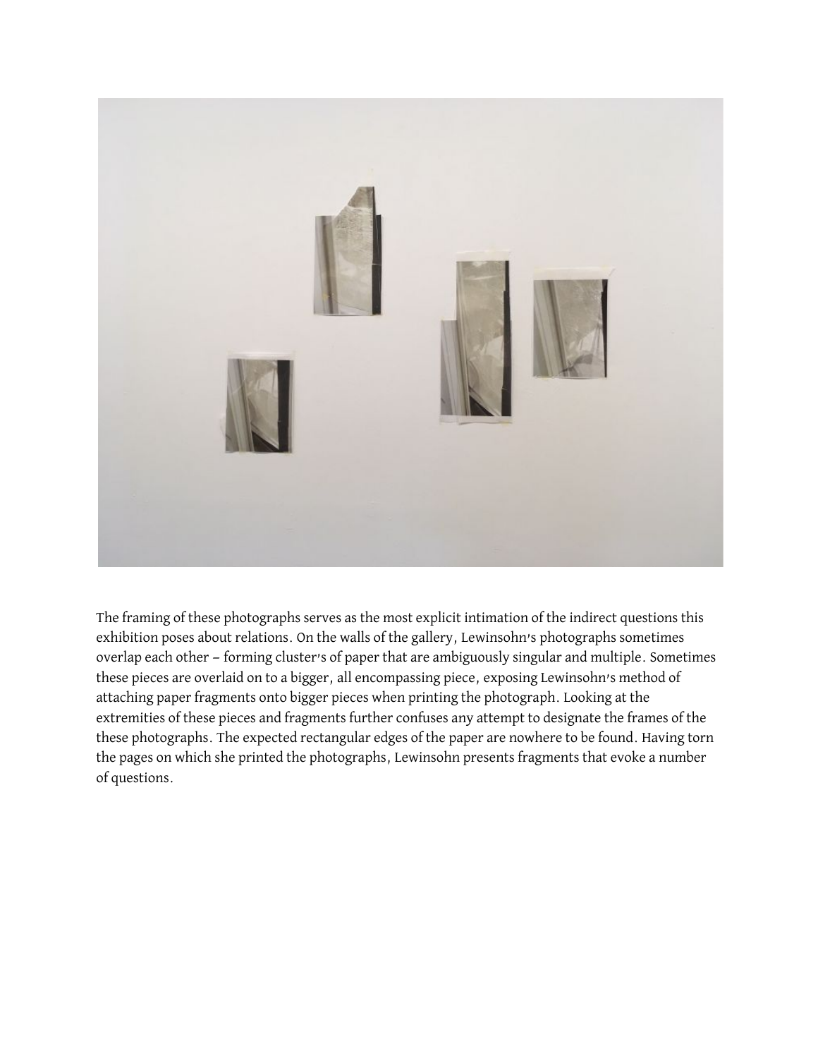The framing of these photographs serves as the most explicit intimation of the indirect questions this exhibition poses about relations. On the walls of the gallery, Lewinsohn's photographs sometimes overlap each other – forming cluster's of paper that are ambiguously singular and multiple. Sometimes these pieces are overlaid on to a bigger, all encompassing piece, exposing Lewinsohn's method of attaching paper fragments onto bigger pieces when printing the photograph. Looking at the extremities of these pieces and fragments further confuses any attempt to designate the frames of the these photographs. The expected rectangular edges of the paper are nowhere to be found. Having torn the pages on which she printed the photographs, Lewinsohn presents fragments that evoke a number of questions.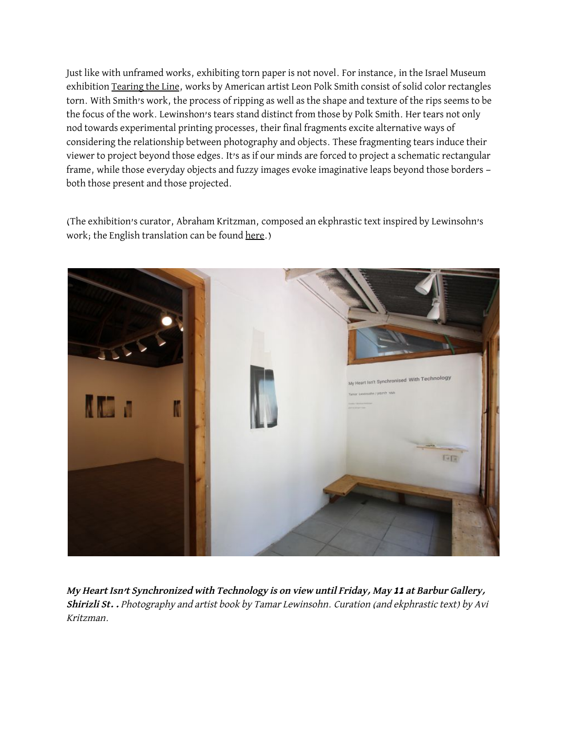Just like with unframed works, exhibiting torn paper is not novel. For instance, in the Israel Museum exhibition Tearing the Line, works by American artist Leon Polk Smith consist of solid color rectangles torn. With Smith's work, the process of ripping as well as the shape and texture of the rips seems to be the focus of the work. Lewinshon's tears stand distinct from those by Polk Smith. Her tears not only nod towards experimental printing processes, their final fragments excite alternative ways of considering the relationship between photography and objects. These fragmenting tears induce their viewer to project beyond those edges. It's as if our minds are forced to project a schematic rectangular frame, while those everyday objects and fuzzy images evoke imaginative leaps beyond those borders – both those present and those projected.

(The exhibition's curator, Abraham Kritzman, composed an ekphrastic text inspired by Lewinsohn's work; the English translation can be found here.)

***My Heart Isn't Synchronized with Technology* is on view until Friday, May 11 at Barbur Gallery, Shirizli St. .** *Photography and artist book by Tamar Lewinsohn. Curation (and ekphrastic text) by Avi Kritzman.*